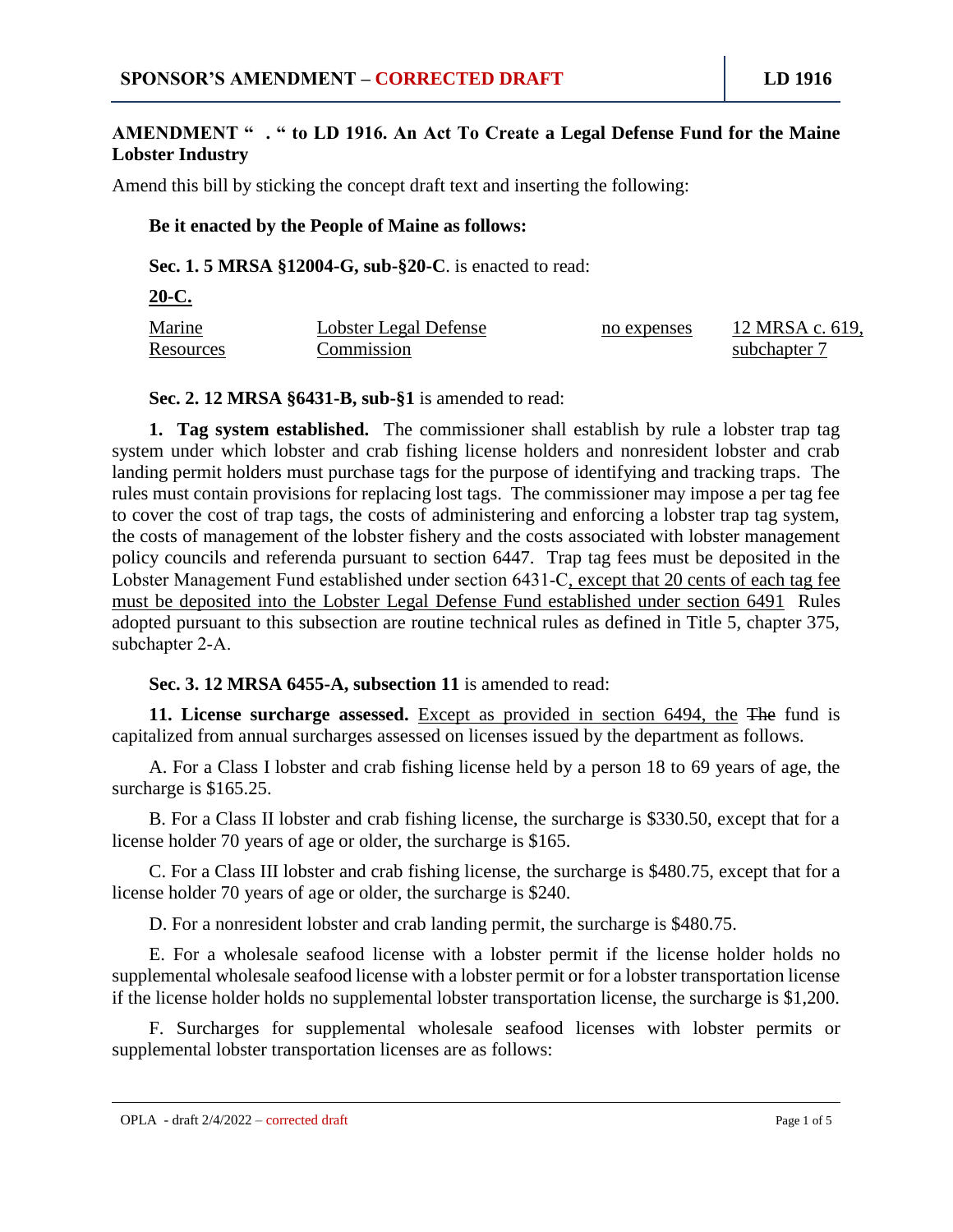**SPONSOR'S AMENDMENT – CORRECTED DRAFT** | **LD 1916**

**AMENDMENT " . " to LD 1916. An Act To Create a Legal Defense Fund for the Maine Lobster Industry**

Amend this bill by sticking the concept draft text and inserting the following:

**Be it enacted by the People of Maine as follows:**

**Sec. 1. 5 MRSA §12004-G, sub-§20-C**. is enacted to read:

**<u>20-C.</u>**

| <u>Marine Resources</u> | <u>Lobster Legal Defense Commission</u> | <u>no expenses</u> | <u>12 MRSA c. 619, subchapter 7</u> |
|---|---|---|---|

**Sec. 2. 12 MRSA §6431-B, sub-§1** is amended to read:

**1. Tag system established.** The commissioner shall establish by rule a lobster trap tag system under which lobster and crab fishing license holders and nonresident lobster and crab landing permit holders must purchase tags for the purpose of identifying and tracking traps. The rules must contain provisions for replacing lost tags. The commissioner may impose a per tag fee to cover the cost of trap tags, the costs of administering and enforcing a lobster trap tag system, the costs of management of the lobster fishery and the costs associated with lobster management policy councils and referenda pursuant to section 6447. Trap tag fees must be deposited in the Lobster Management Fund established under section 6431-C<u>, except that 20 cents of each tag fee must be deposited into the Lobster Legal Defense Fund established under section 6491</u> Rules adopted pursuant to this subsection are routine technical rules as defined in Title 5, chapter 375, subchapter 2-A.

**Sec. 3. 12 MRSA 6455-A, subsection 11** is amended to read:

**11. License surcharge assessed.** <u>Except as provided in section 6494, the</u> ~~The~~ fund is capitalized from annual surcharges assessed on licenses issued by the department as follows.

A. For a Class I lobster and crab fishing license held by a person 18 to 69 years of age, the surcharge is $165.25.

B. For a Class II lobster and crab fishing license, the surcharge is $330.50, except that for a license holder 70 years of age or older, the surcharge is $165.

C. For a Class III lobster and crab fishing license, the surcharge is $480.75, except that for a license holder 70 years of age or older, the surcharge is $240.

D. For a nonresident lobster and crab landing permit, the surcharge is $480.75.

E. For a wholesale seafood license with a lobster permit if the license holder holds no supplemental wholesale seafood license with a lobster permit or for a lobster transportation license if the license holder holds no supplemental lobster transportation license, the surcharge is $1,200.

F. Surcharges for supplemental wholesale seafood licenses with lobster permits or supplemental lobster transportation licenses are as follows: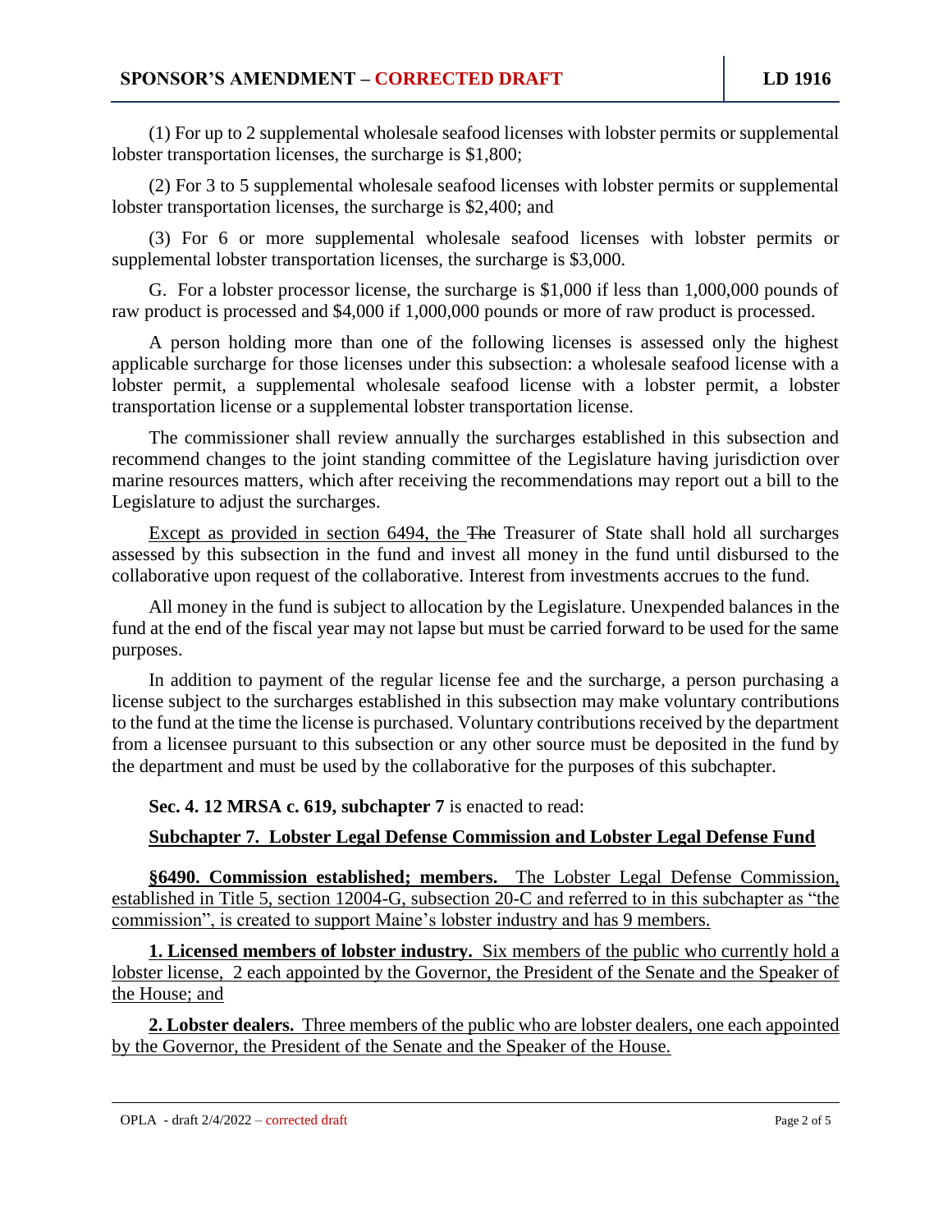(1) For up to 2 supplemental wholesale seafood licenses with lobster permits or supplemental lobster transportation licenses, the surcharge is $1,800;

(2) For 3 to 5 supplemental wholesale seafood licenses with lobster permits or supplemental lobster transportation licenses, the surcharge is $2,400; and

(3) For 6 or more supplemental wholesale seafood licenses with lobster permits or supplemental lobster transportation licenses, the surcharge is $3,000.

G. For a lobster processor license, the surcharge is $1,000 if less than 1,000,000 pounds of raw product is processed and $4,000 if 1,000,000 pounds or more of raw product is processed.

A person holding more than one of the following licenses is assessed only the highest applicable surcharge for those licenses under this subsection: a wholesale seafood license with a lobster permit, a supplemental wholesale seafood license with a lobster permit, a lobster transportation license or a supplemental lobster transportation license.

The commissioner shall review annually the surcharges established in this subsection and recommend changes to the joint standing committee of the Legislature having jurisdiction over marine resources matters, which after receiving the recommendations may report out a bill to the Legislature to adjust the surcharges.

<u>Except as provided in section 6494, the</u> ~~The~~ Treasurer of State shall hold all surcharges assessed by this subsection in the fund and invest all money in the fund until disbursed to the collaborative upon request of the collaborative. Interest from investments accrues to the fund.

All money in the fund is subject to allocation by the Legislature. Unexpended balances in the fund at the end of the fiscal year may not lapse but must be carried forward to be used for the same purposes.

In addition to payment of the regular license fee and the surcharge, a person purchasing a license subject to the surcharges established in this subsection may make voluntary contributions to the fund at the time the license is purchased. Voluntary contributions received by the department from a licensee pursuant to this subsection or any other source must be deposited in the fund by the department and must be used by the collaborative for the purposes of this subchapter.

**Sec. 4. 12 MRSA c. 619, subchapter 7** is enacted to read:

<u>**Subchapter 7. Lobster Legal Defense Commission and Lobster Legal Defense Fund**</u>

<u>**§6490. Commission established; members.** The Lobster Legal Defense Commission, established in Title 5, section 12004-G, subsection 20-C and referred to in this subchapter as "the commission", is created to support Maine's lobster industry and has 9 members.</u>

<u>**1. Licensed members of lobster industry.** Six members of the public who currently hold a lobster license, 2 each appointed by the Governor, the President of the Senate and the Speaker of the House; and</u>

<u>**2. Lobster dealers.** Three members of the public who are lobster dealers, one each appointed by the Governor, the President of the Senate and the Speaker of the House.</u>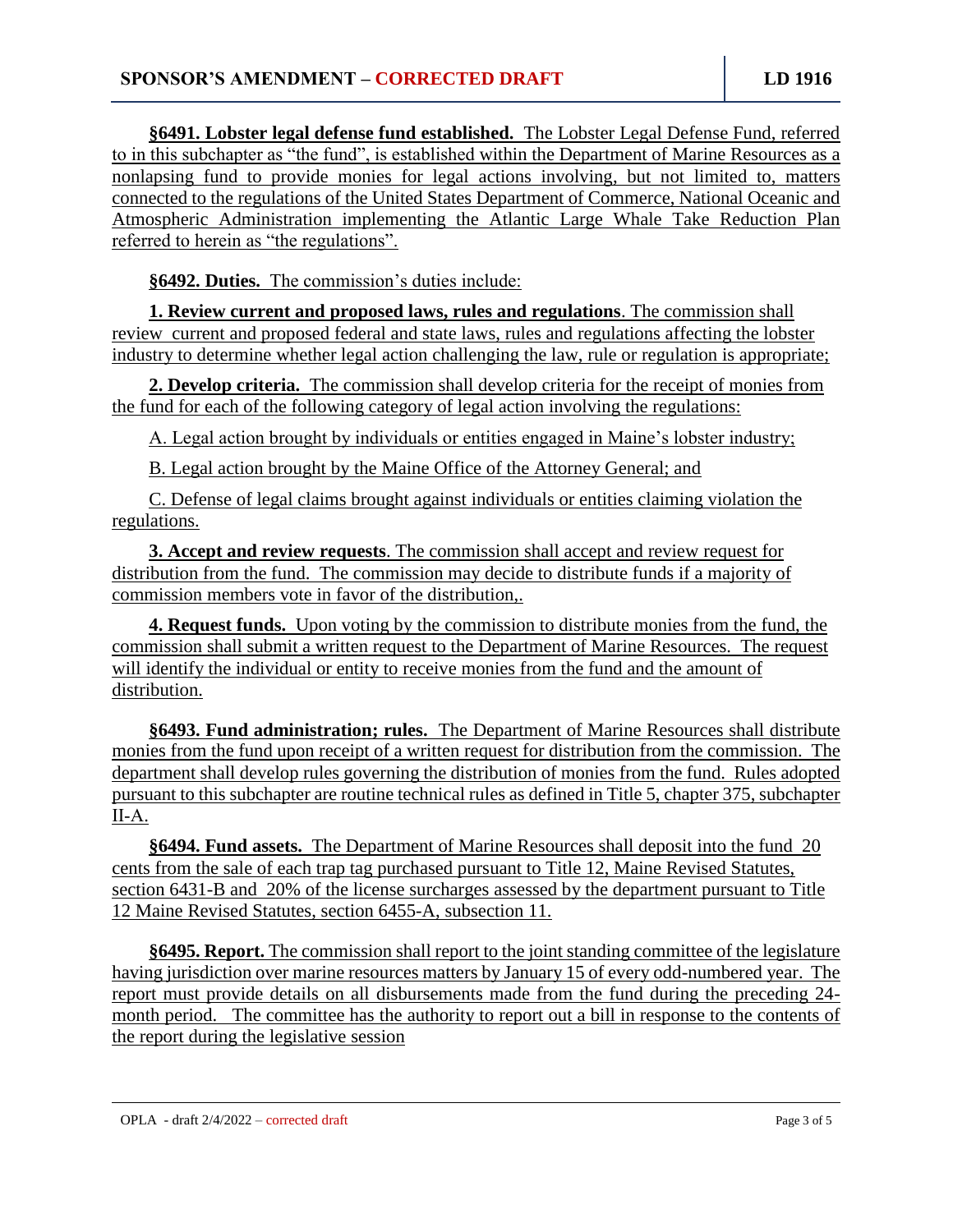**§6491. Lobster legal defense fund established.** The Lobster Legal Defense Fund, referred to in this subchapter as "the fund", is established within the Department of Marine Resources as a nonlapsing fund to provide monies for legal actions involving, but not limited to, matters connected to the regulations of the United States Department of Commerce, National Oceanic and Atmospheric Administration implementing the Atlantic Large Whale Take Reduction Plan referred to herein as "the regulations".

**§6492. Duties.** The commission's duties include:

**1. Review current and proposed laws, rules and regulations**. The commission shall review current and proposed federal and state laws, rules and regulations affecting the lobster industry to determine whether legal action challenging the law, rule or regulation is appropriate;

**2. Develop criteria.** The commission shall develop criteria for the receipt of monies from the fund for each of the following category of legal action involving the regulations:

A. Legal action brought by individuals or entities engaged in Maine's lobster industry;

B. Legal action brought by the Maine Office of the Attorney General; and

C. Defense of legal claims brought against individuals or entities claiming violation the regulations.

**3. Accept and review requests**. The commission shall accept and review request for distribution from the fund. The commission may decide to distribute funds if a majority of commission members vote in favor of the distribution,.

**4. Request funds.** Upon voting by the commission to distribute monies from the fund, the commission shall submit a written request to the Department of Marine Resources. The request will identify the individual or entity to receive monies from the fund and the amount of distribution.

**§6493. Fund administration; rules.** The Department of Marine Resources shall distribute monies from the fund upon receipt of a written request for distribution from the commission. The department shall develop rules governing the distribution of monies from the fund. Rules adopted pursuant to this subchapter are routine technical rules as defined in Title 5, chapter 375, subchapter II-A.

**§6494. Fund assets.** The Department of Marine Resources shall deposit into the fund 20 cents from the sale of each trap tag purchased pursuant to Title 12, Maine Revised Statutes, section 6431-B and 20% of the license surcharges assessed by the department pursuant to Title 12 Maine Revised Statutes, section 6455-A, subsection 11.

**§6495. Report.** The commission shall report to the joint standing committee of the legislature having jurisdiction over marine resources matters by January 15 of every odd-numbered year. The report must provide details on all disbursements made from the fund during the preceding 24-month period. The committee has the authority to report out a bill in response to the contents of the report during the legislative session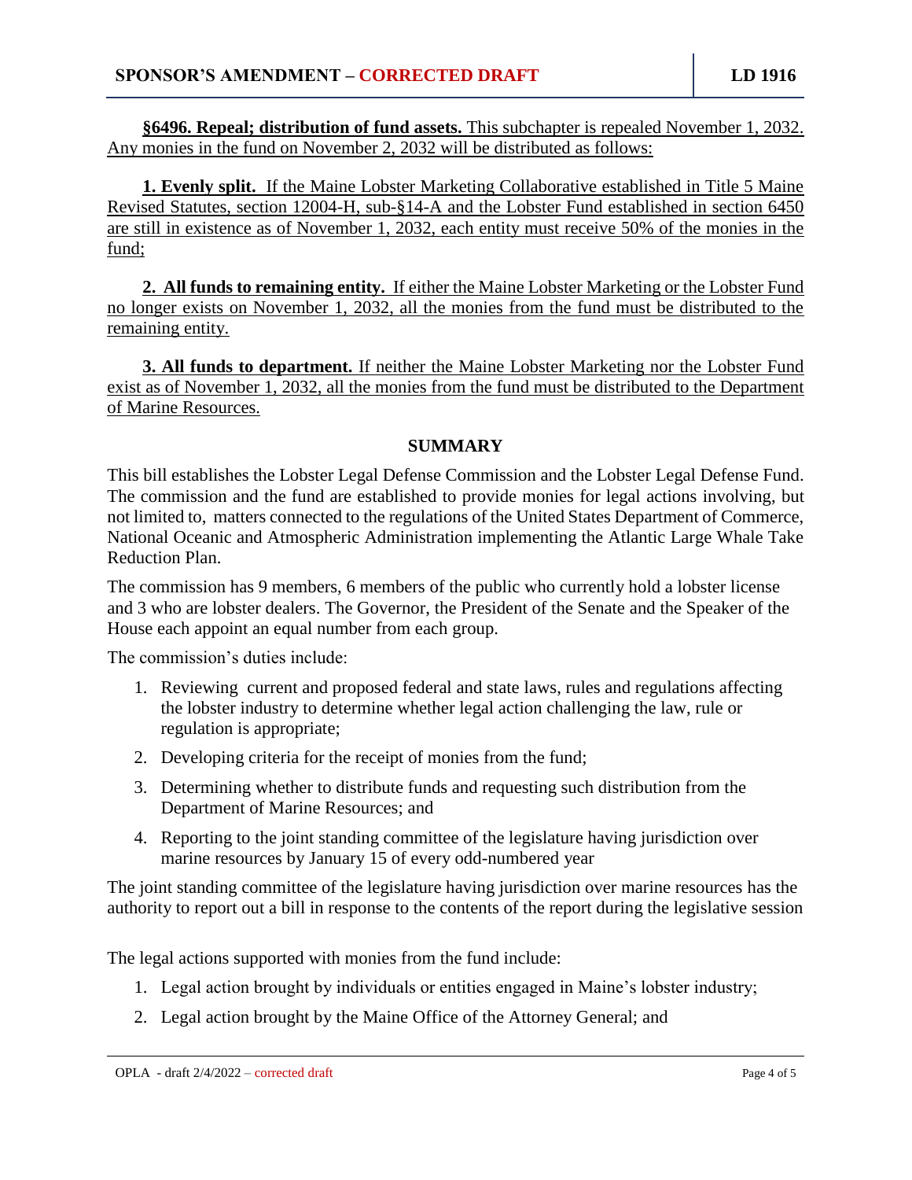**§6496. Repeal; distribution of fund assets.** This subchapter is repealed November 1, 2032. Any monies in the fund on November 2, 2032 will be distributed as follows:

**1. Evenly split.** If the Maine Lobster Marketing Collaborative established in Title 5 Maine Revised Statutes, section 12004-H, sub-§14-A and the Lobster Fund established in section 6450 are still in existence as of November 1, 2032, each entity must receive 50% of the monies in the fund;

**2. All funds to remaining entity.** If either the Maine Lobster Marketing or the Lobster Fund no longer exists on November 1, 2032, all the monies from the fund must be distributed to the remaining entity.

**3. All funds to department.** If neither the Maine Lobster Marketing nor the Lobster Fund exist as of November 1, 2032, all the monies from the fund must be distributed to the Department of Marine Resources.

## SUMMARY

This bill establishes the Lobster Legal Defense Commission and the Lobster Legal Defense Fund. The commission and the fund are established to provide monies for legal actions involving, but not limited to, matters connected to the regulations of the United States Department of Commerce, National Oceanic and Atmospheric Administration implementing the Atlantic Large Whale Take Reduction Plan.

The commission has 9 members, 6 members of the public who currently hold a lobster license and 3 who are lobster dealers. The Governor, the President of the Senate and the Speaker of the House each appoint an equal number from each group.

The commission's duties include:

1. Reviewing current and proposed federal and state laws, rules and regulations affecting the lobster industry to determine whether legal action challenging the law, rule or regulation is appropriate;
2. Developing criteria for the receipt of monies from the fund;
3. Determining whether to distribute funds and requesting such distribution from the Department of Marine Resources; and
4. Reporting to the joint standing committee of the legislature having jurisdiction over marine resources by January 15 of every odd-numbered year

The joint standing committee of the legislature having jurisdiction over marine resources has the authority to report out a bill in response to the contents of the report during the legislative session

The legal actions supported with monies from the fund include:

1. Legal action brought by individuals or entities engaged in Maine's lobster industry;
2. Legal action brought by the Maine Office of the Attorney General; and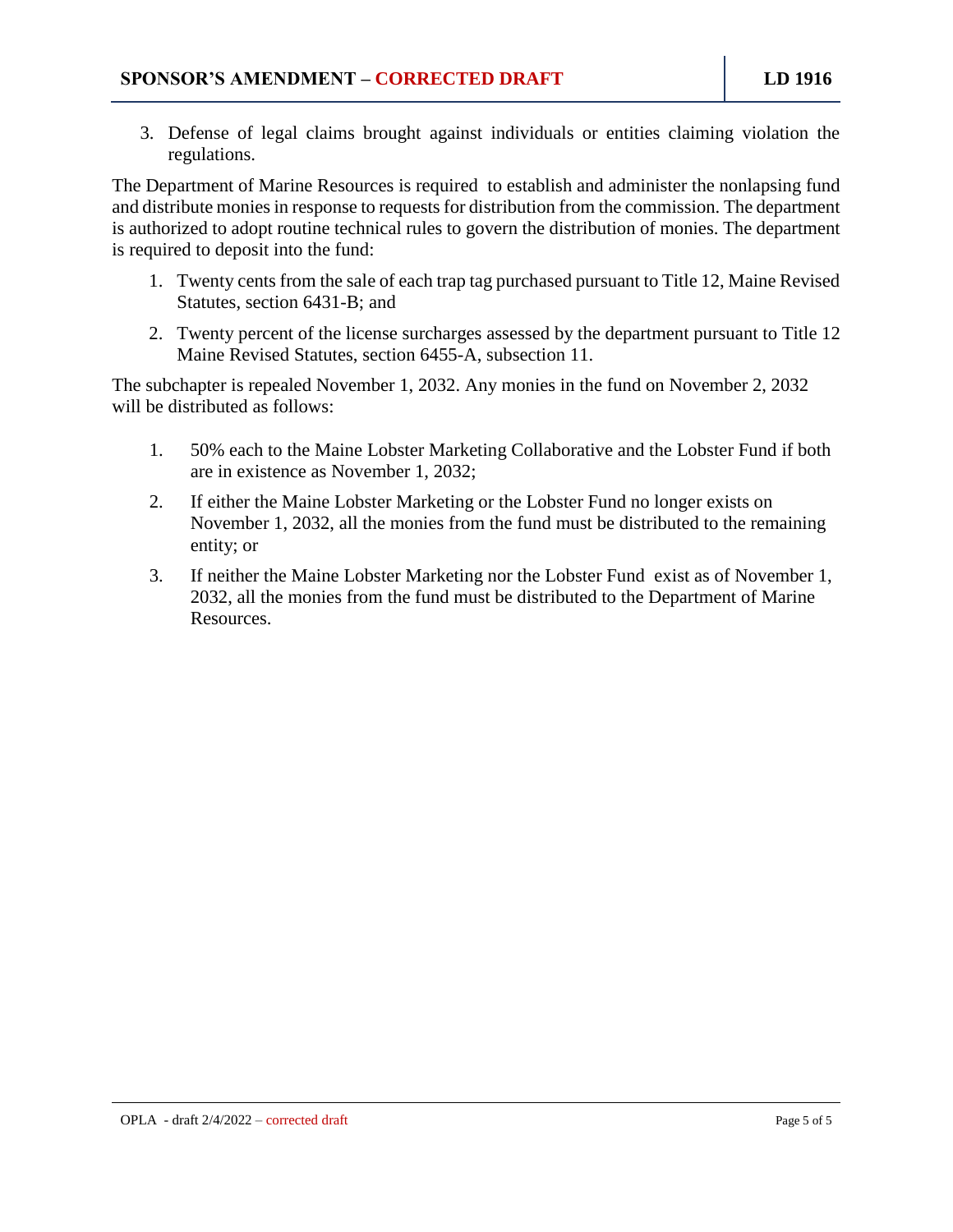3. Defense of legal claims brought against individuals or entities claiming violation the regulations.

The Department of Marine Resources is required to establish and administer the nonlapsing fund and distribute monies in response to requests for distribution from the commission. The department is authorized to adopt routine technical rules to govern the distribution of monies. The department is required to deposit into the fund:

1. Twenty cents from the sale of each trap tag purchased pursuant to Title 12, Maine Revised Statutes, section 6431-B; and
2. Twenty percent of the license surcharges assessed by the department pursuant to Title 12 Maine Revised Statutes, section 6455-A, subsection 11.

The subchapter is repealed November 1, 2032. Any monies in the fund on November 2, 2032 will be distributed as follows:

1. 50% each to the Maine Lobster Marketing Collaborative and the Lobster Fund if both are in existence as November 1, 2032;
2. If either the Maine Lobster Marketing or the Lobster Fund no longer exists on November 1, 2032, all the monies from the fund must be distributed to the remaining entity; or
3. If neither the Maine Lobster Marketing nor the Lobster Fund exist as of November 1, 2032, all the monies from the fund must be distributed to the Department of Marine Resources.